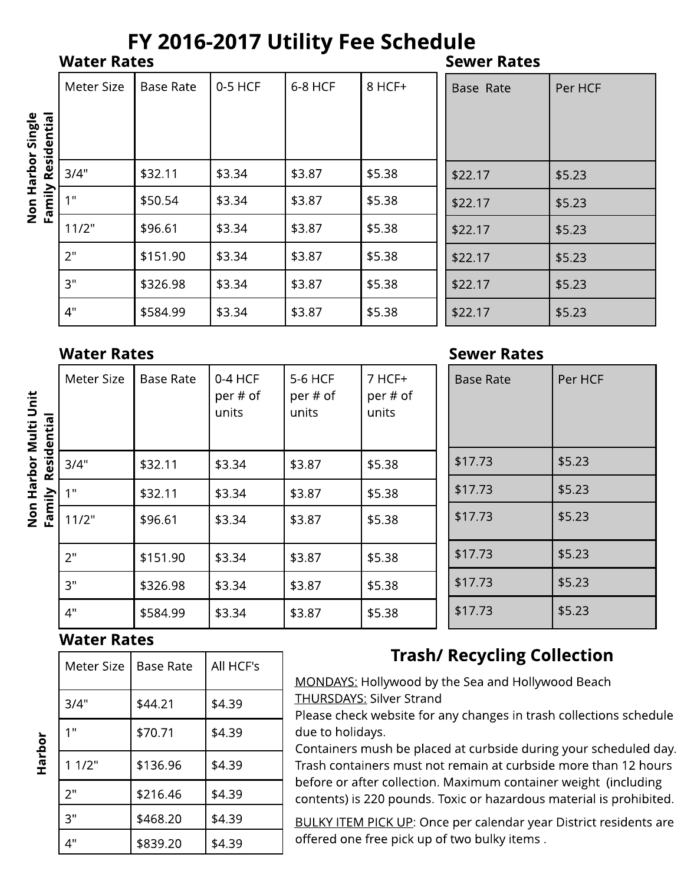# FY 2016-2017 Utility Fee Schedule

## Non Harbor Single Family Residential

### Water Rates

| Meter Size | Base Rate | 0-5 HCF | 6-8 HCF | 8 HCF+ |
|---|---|---|---|---|
| 3/4" | $32.11 | $3.34 | $3.87 | $5.38 |
| 1" | $50.54 | $3.34 | $3.87 | $5.38 |
| 11/2" | $96.61 | $3.34 | $3.87 | $5.38 |
| 2" | $151.90 | $3.34 | $3.87 | $5.38 |
| 3" | $326.98 | $3.34 | $3.87 | $5.38 |
| 4" | $584.99 | $3.34 | $3.87 | $5.38 |

### Sewer Rates

| Base Rate | Per HCF |
|---|---|
| $22.17 | $5.23 |
| $22.17 | $5.23 |
| $22.17 | $5.23 |
| $22.17 | $5.23 |
| $22.17 | $5.23 |
| $22.17 | $5.23 |

## Non Harbor Multi Unit Family Residential

### Water Rates

| Meter Size | Base Rate | 0-4 HCF per # of units | 5-6 HCF per # of units | 7 HCF+ per # of units |
|---|---|---|---|---|
| 3/4" | $32.11 | $3.34 | $3.87 | $5.38 |
| 1" | $32.11 | $3.34 | $3.87 | $5.38 |
| 11/2" | $96.61 | $3.34 | $3.87 | $5.38 |
| 2" | $151.90 | $3.34 | $3.87 | $5.38 |
| 3" | $326.98 | $3.34 | $3.87 | $5.38 |
| 4" | $584.99 | $3.34 | $3.87 | $5.38 |

### Sewer Rates

| Base Rate | Per HCF |
|---|---|
| $17.73 | $5.23 |
| $17.73 | $5.23 |
| $17.73 | $5.23 |
| $17.73 | $5.23 |
| $17.73 | $5.23 |
| $17.73 | $5.23 |

## Harbor

### Water Rates

| Meter Size | Base Rate | All HCF's |
|---|---|---|
| 3/4" | $44.21 | $4.39 |
| 1" | $70.71 | $4.39 |
| 1 1/2" | $136.96 | $4.39 |
| 2" | $216.46 | $4.39 |
| 3" | $468.20 | $4.39 |
| 4" | $839.20 | $4.39 |

## Trash/ Recycling Collection

MONDAYS: Hollywood by the Sea and Hollywood Beach
THURSDAYS: Silver Strand
Please check website for any changes in trash collections schedule due to holidays.
Containers mush be placed at curbside during your scheduled day. Trash containers must not remain at curbside more than 12 hours before or after collection. Maximum container weight (including contents) is 220 pounds. Toxic or hazardous material is prohibited.

BULKY ITEM PICK UP: Once per calendar year District residents are offered one free pick up of two bulky items .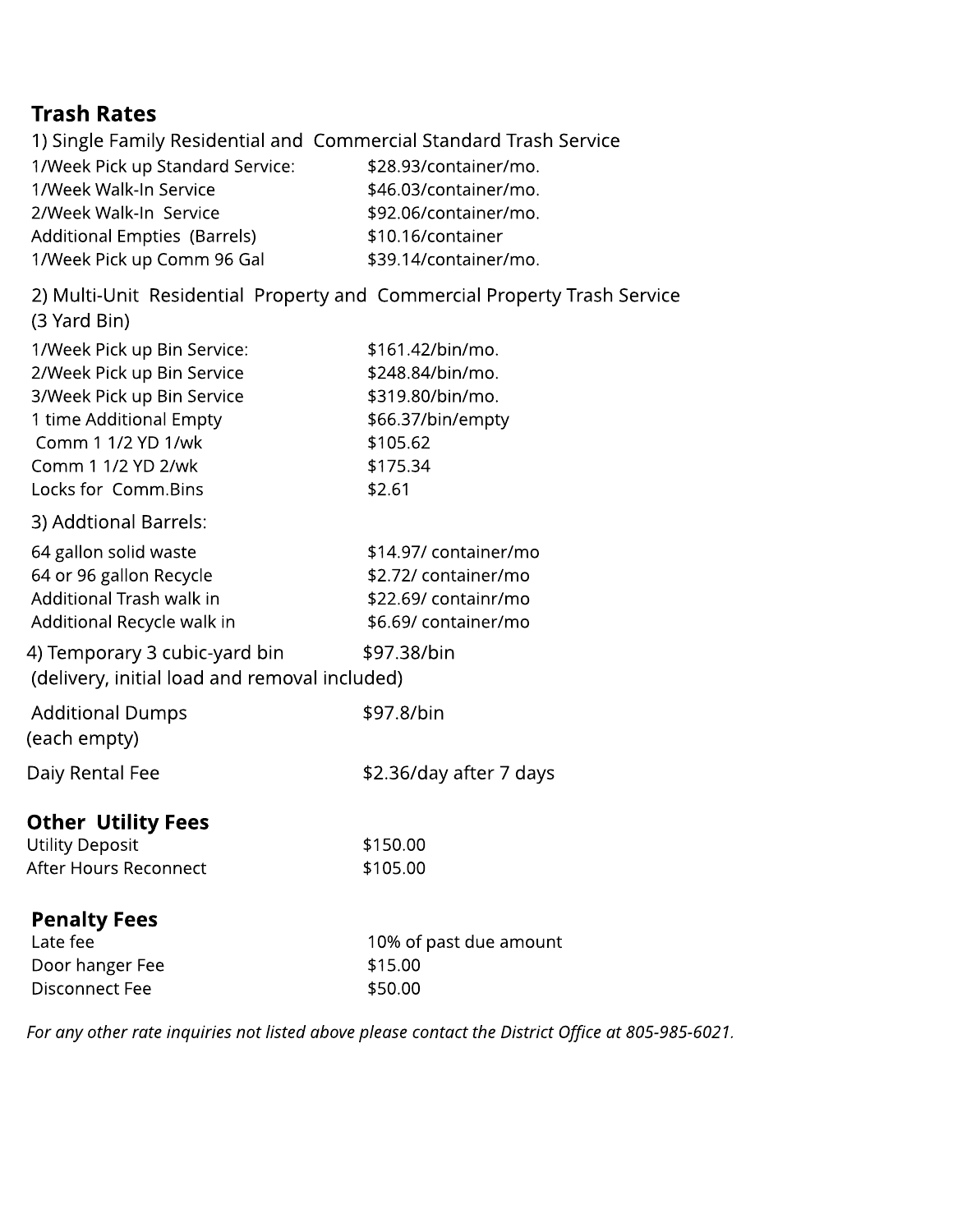## Trash Rates

1) Single Family Residential and Commercial Standard Trash Service

| | |
|---|---|
| 1/Week Pick up Standard Service: | $28.93/container/mo. |
| 1/Week Walk-In Service | $46.03/container/mo. |
| 2/Week Walk-In Service | $92.06/container/mo. |
| Additional Empties (Barrels) | $10.16/container |
| 1/Week Pick up Comm 96 Gal | $39.14/container/mo. |

2) Multi-Unit Residential Property and Commercial Property Trash Service (3 Yard Bin)

| | |
|---|---|
| 1/Week Pick up Bin Service: | $161.42/bin/mo. |
| 2/Week Pick up Bin Service | $248.84/bin/mo. |
| 3/Week Pick up Bin Service | $319.80/bin/mo. |
| 1 time Additional Empty | $66.37/bin/empty |
| Comm 1 1/2 YD 1/wk | $105.62 |
| Comm 1 1/2 YD 2/wk | $175.34 |
| Locks for Comm.Bins | $2.61 |

3) Addtional Barrels:

| | |
|---|---|
| 64 gallon solid waste | $14.97/ container/mo |
| 64 or 96 gallon Recycle | $2.72/ container/mo |
| Additional Trash walk in | $22.69/ containr/mo |
| Additional Recycle walk in | $6.69/ container/mo |

| | |
|---|---|
| 4) Temporary 3 cubic-yard bin (delivery, initial load and removal included) | $97.38/bin |
| Additional Dumps (each empty) | $97.8/bin |
| Daiy Rental Fee | $2.36/day after 7 days |

## Other Utility Fees

| | |
|---|---|
| Utility Deposit | $150.00 |
| After Hours Reconnect | $105.00 |

## Penalty Fees

| | |
|---|---|
| Late fee | 10% of past due amount |
| Door hanger Fee | $15.00 |
| Disconnect Fee | $50.00 |

*For any other rate inquiries not listed above please contact the District Office at 805-985-6021.*